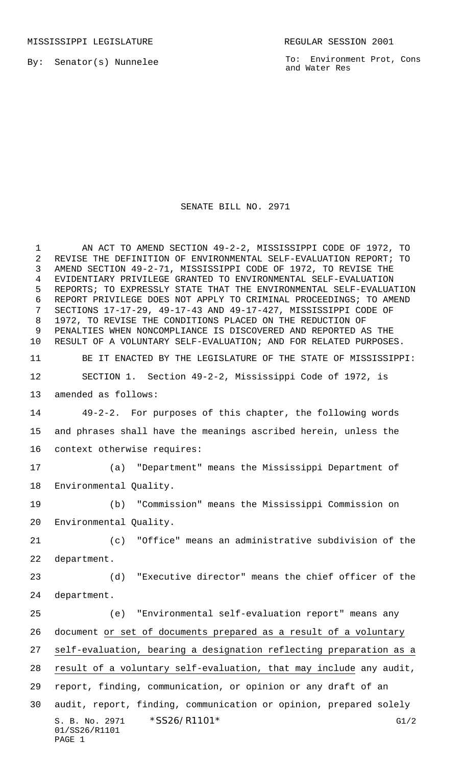MISSISSIPPI LEGISLATURE REGULAR SESSION 2001

By: Senator(s) Nunnelee

To: Environment Prot, Cons and Water Res

# SENATE BILL NO. 2971

AN ACT TO AMEND SECTION 49-2-2, MISSISSIPPI CODE OF 1972, TO REVISE THE DEFINITION OF ENVIRONMENTAL SELF-EVALUATION REPORT; TO AMEND SECTION 49-2-71, MISSISSIPPI CODE OF 1972, TO REVISE THE EVIDENTIARY PRIVILEGE GRANTED TO ENVIRONMENTAL SELF-EVALUATION REPORTS; TO EXPRESSLY STATE THAT THE ENVIRONMENTAL SELF-EVALUATION REPORT PRIVILEGE DOES NOT APPLY TO CRIMINAL PROCEEDINGS; TO AMEND SECTIONS 17-17-29, 49-17-43 AND 49-17-427, MISSISSIPPI CODE OF 1972, TO REVISE THE CONDITIONS PLACED ON THE REDUCTION OF PENALTIES WHEN NONCOMPLIANCE IS DISCOVERED AND REPORTED AS THE RESULT OF A VOLUNTARY SELF-EVALUATION; AND FOR RELATED PURPOSES.

BE IT ENACTED BY THE LEGISLATURE OF THE STATE OF MISSISSIPPI:

SECTION 1. Section 49-2-2, Mississippi Code of 1972, is amended as follows:

49-2-2. For purposes of this chapter, the following words and phrases shall have the meanings ascribed herein, unless the context otherwise requires:

(a) "Department" means the Mississippi Department of Environmental Quality.

(b) "Commission" means the Mississippi Commission on Environmental Quality.

(c) "Office" means an administrative subdivision of the department.

(d) "Executive director" means the chief officer of the department.

(e) "Environmental self-evaluation report" means any document <u>or set of documents prepared as a result of a voluntary self-evaluation, bearing a designation reflecting preparation as a result of a voluntary self-evaluation, that may include</u> any audit, report, finding, communication, or opinion or any draft of an audit, report, finding, communication or opinion, prepared solely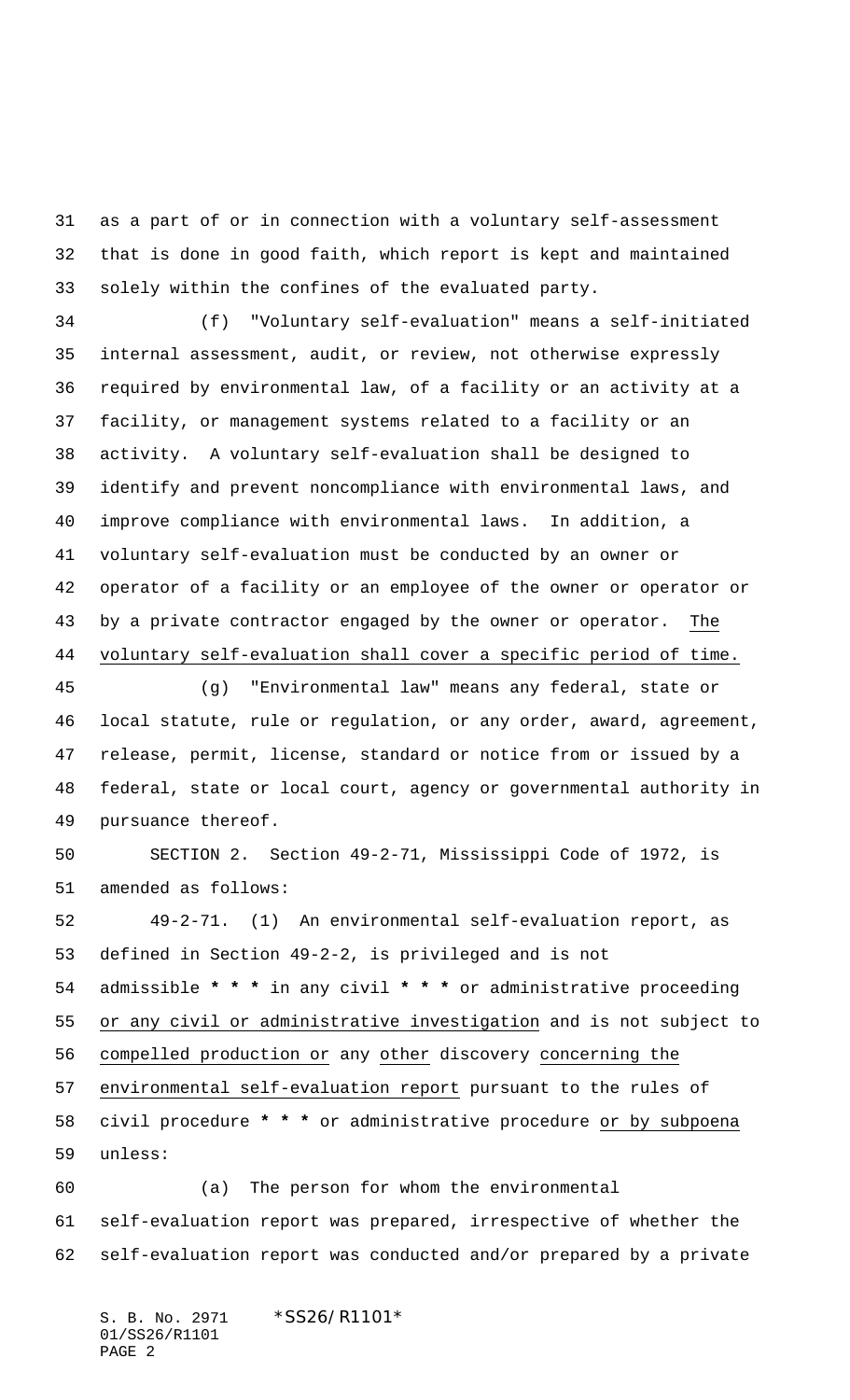as a part of or in connection with a voluntary self-assessment that is done in good faith, which report is kept and maintained solely within the confines of the evaluated party.

(f) "Voluntary self-evaluation" means a self-initiated internal assessment, audit, or review, not otherwise expressly required by environmental law, of a facility or an activity at a facility, or management systems related to a facility or an activity. A voluntary self-evaluation shall be designed to identify and prevent noncompliance with environmental laws, and improve compliance with environmental laws. In addition, a voluntary self-evaluation must be conducted by an owner or operator of a facility or an employee of the owner or operator or by a private contractor engaged by the owner or operator. <u>The voluntary self-evaluation shall cover a specific period of time.</u>

(g) "Environmental law" means any federal, state or local statute, rule or regulation, or any order, award, agreement, release, permit, license, standard or notice from or issued by a federal, state or local court, agency or governmental authority in pursuance thereof.

SECTION 2. Section 49-2-71, Mississippi Code of 1972, is amended as follows:

49-2-71. (1) An environmental self-evaluation report, as defined in Section 49-2-2, is privileged and is not admissible **\* \* \*** in any civil **\* \* \*** or administrative proceeding <u>or any civil or administrative investigation</u> and is not subject to <u>compelled production or</u> any <u>other</u> discovery <u>concerning the environmental self-evaluation report</u> pursuant to the rules of civil procedure **\* \* \*** or administrative procedure <u>or by subpoena</u> unless:

(a) The person for whom the environmental self-evaluation report was prepared, irrespective of whether the self-evaluation report was conducted and/or prepared by a private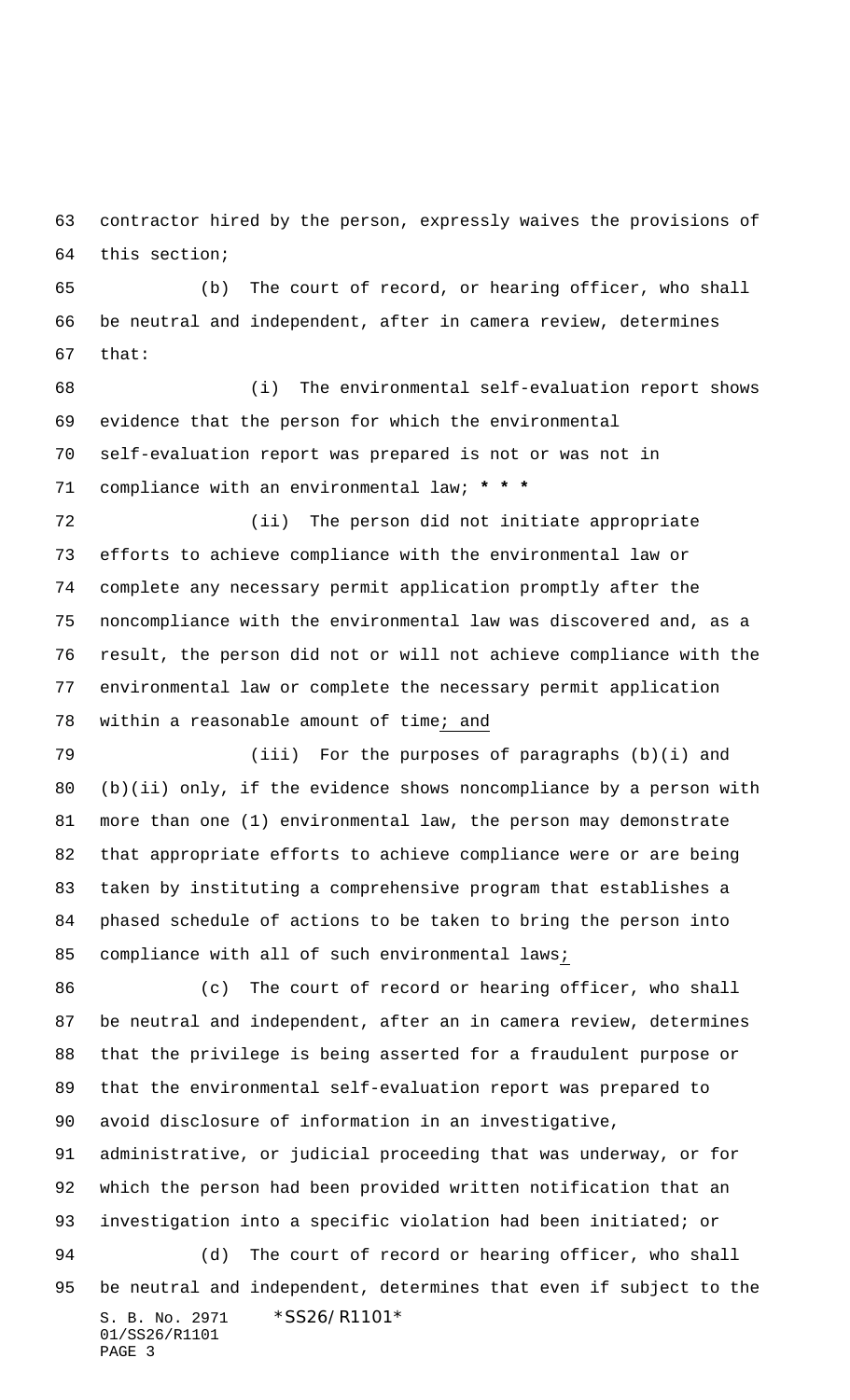contractor hired by the person, expressly waives the provisions of this section;

(b) The court of record, or hearing officer, who shall be neutral and independent, after in camera review, determines that:

(i) The environmental self-evaluation report shows evidence that the person for which the environmental self-evaluation report was prepared is not or was not in compliance with an environmental law; **\* \* \***

(ii) The person did not initiate appropriate efforts to achieve compliance with the environmental law or complete any necessary permit application promptly after the noncompliance with the environmental law was discovered and, as a result, the person did not or will not achieve compliance with the environmental law or complete the necessary permit application within a reasonable amount of time<u>; and</u>

<u>(iii) For the purposes of paragraphs (b)(i) and (b)(ii) only, if the evidence shows noncompliance by a person with more than one (1) environmental law, the person may demonstrate that appropriate efforts to achieve compliance were or are being taken by instituting a comprehensive program that establishes a phased schedule of actions to be taken to bring the person into compliance with all of such environmental laws</u><u>;</u>

(c) The court of record or hearing officer, who shall be neutral and independent, after an in camera review, determines that the privilege is being asserted for a fraudulent purpose or that the environmental self-evaluation report was prepared to avoid disclosure of information in an investigative, administrative, or judicial proceeding that was underway, or for which the person had been provided written notification that an investigation into a specific violation had been initiated; or

(d) The court of record or hearing officer, who shall be neutral and independent, determines that even if subject to the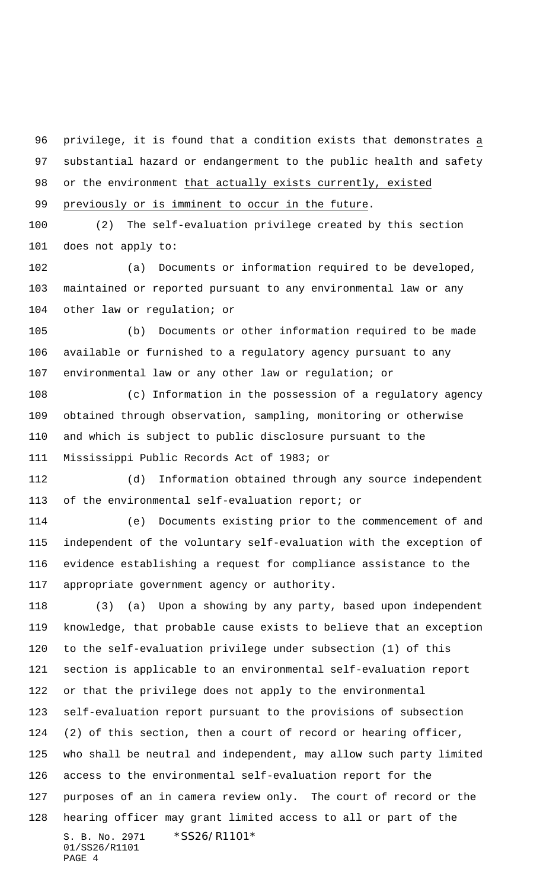privilege, it is found that a condition exists that demonstrates a substantial hazard or endangerment to the public health and safety or the environment that actually exists currently, existed previously or is imminent to occur in the future.

(2) The self-evaluation privilege created by this section does not apply to:

(a) Documents or information required to be developed, maintained or reported pursuant to any environmental law or any other law or regulation; or

(b) Documents or other information required to be made available or furnished to a regulatory agency pursuant to any environmental law or any other law or regulation; or

(c) Information in the possession of a regulatory agency obtained through observation, sampling, monitoring or otherwise and which is subject to public disclosure pursuant to the Mississippi Public Records Act of 1983; or

(d) Information obtained through any source independent of the environmental self-evaluation report; or

(e) Documents existing prior to the commencement of and independent of the voluntary self-evaluation with the exception of evidence establishing a request for compliance assistance to the appropriate government agency or authority.

(3) (a) Upon a showing by any party, based upon independent knowledge, that probable cause exists to believe that an exception to the self-evaluation privilege under subsection (1) of this section is applicable to an environmental self-evaluation report or that the privilege does not apply to the environmental self-evaluation report pursuant to the provisions of subsection (2) of this section, then a court of record or hearing officer, who shall be neutral and independent, may allow such party limited access to the environmental self-evaluation report for the purposes of an in camera review only. The court of record or the hearing officer may grant limited access to all or part of the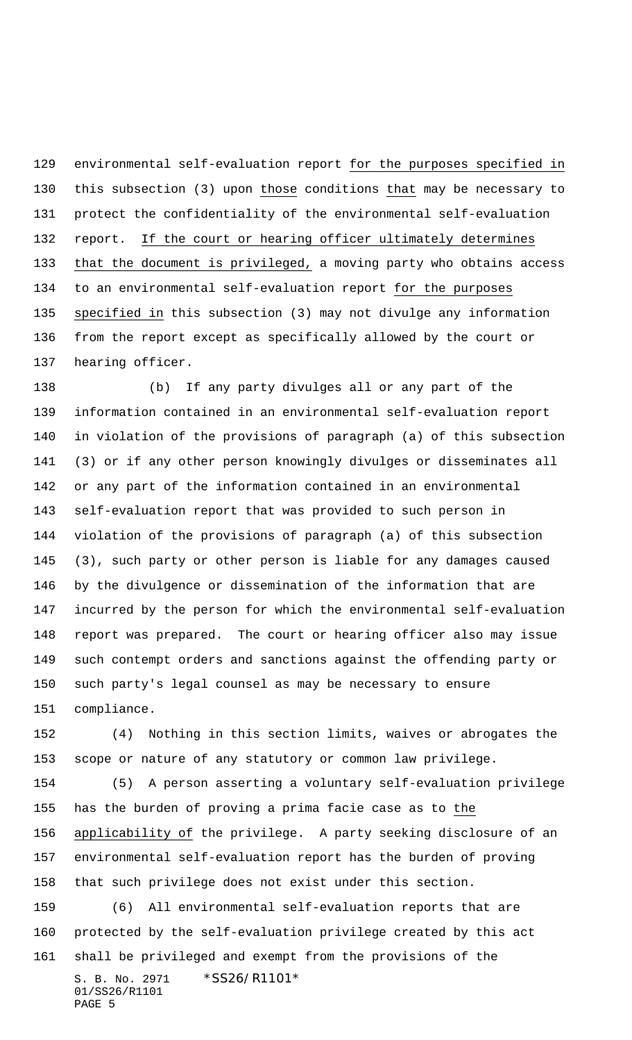environmental self-evaluation report for the purposes specified in this subsection (3) upon those conditions that may be necessary to protect the confidentiality of the environmental self-evaluation report. If the court or hearing officer ultimately determines that the document is privileged, a moving party who obtains access to an environmental self-evaluation report for the purposes specified in this subsection (3) may not divulge any information from the report except as specifically allowed by the court or hearing officer.

(b) If any party divulges all or any part of the information contained in an environmental self-evaluation report in violation of the provisions of paragraph (a) of this subsection (3) or if any other person knowingly divulges or disseminates all or any part of the information contained in an environmental self-evaluation report that was provided to such person in violation of the provisions of paragraph (a) of this subsection (3), such party or other person is liable for any damages caused by the divulgence or dissemination of the information that are incurred by the person for which the environmental self-evaluation report was prepared. The court or hearing officer also may issue such contempt orders and sanctions against the offending party or such party's legal counsel as may be necessary to ensure compliance.

(4) Nothing in this section limits, waives or abrogates the scope or nature of any statutory or common law privilege.

(5) A person asserting a voluntary self-evaluation privilege has the burden of proving a prima facie case as to the applicability of the privilege. A party seeking disclosure of an environmental self-evaluation report has the burden of proving that such privilege does not exist under this section.

(6) All environmental self-evaluation reports that are protected by the self-evaluation privilege created by this act shall be privileged and exempt from the provisions of the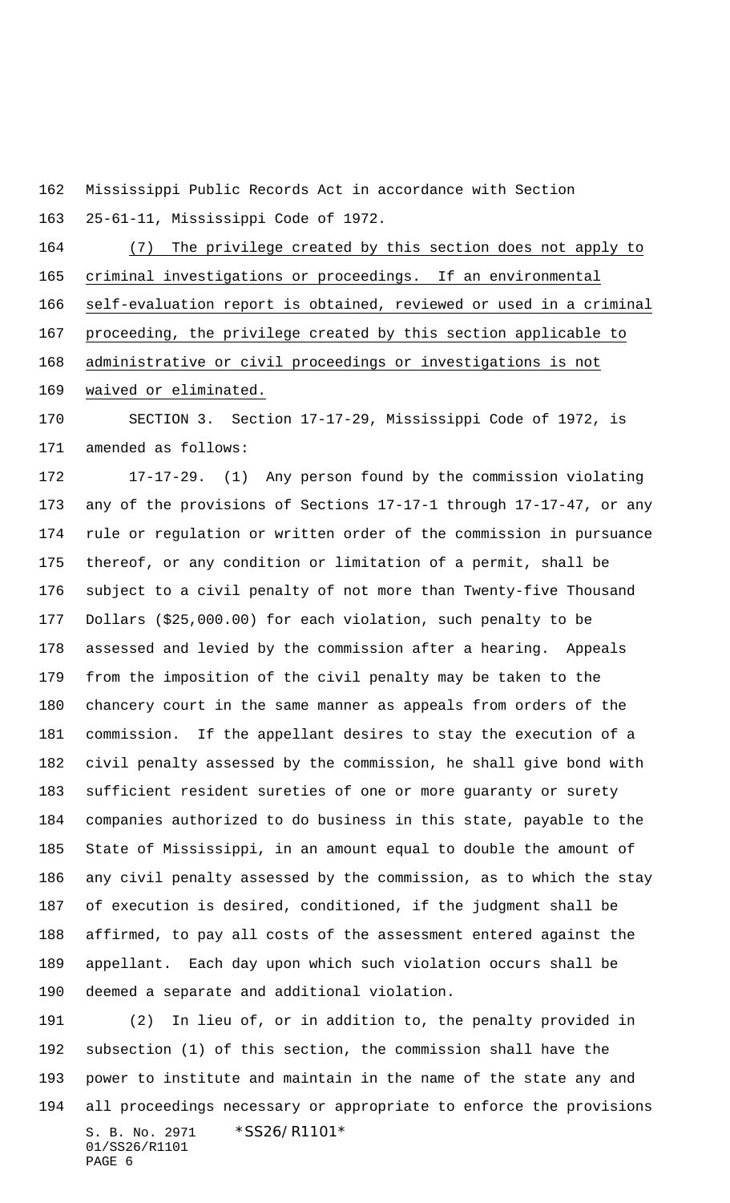Mississippi Public Records Act in accordance with Section 25-61-11, Mississippi Code of 1972.

(7) The privilege created by this section does not apply to criminal investigations or proceedings. If an environmental self-evaluation report is obtained, reviewed or used in a criminal proceeding, the privilege created by this section applicable to administrative or civil proceedings or investigations is not waived or eliminated.

SECTION 3. Section 17-17-29, Mississippi Code of 1972, is amended as follows:

17-17-29. (1) Any person found by the commission violating any of the provisions of Sections 17-17-1 through 17-17-47, or any rule or regulation or written order of the commission in pursuance thereof, or any condition or limitation of a permit, shall be subject to a civil penalty of not more than Twenty-five Thousand Dollars ($25,000.00) for each violation, such penalty to be assessed and levied by the commission after a hearing. Appeals from the imposition of the civil penalty may be taken to the chancery court in the same manner as appeals from orders of the commission. If the appellant desires to stay the execution of a civil penalty assessed by the commission, he shall give bond with sufficient resident sureties of one or more guaranty or surety companies authorized to do business in this state, payable to the State of Mississippi, in an amount equal to double the amount of any civil penalty assessed by the commission, as to which the stay of execution is desired, conditioned, if the judgment shall be affirmed, to pay all costs of the assessment entered against the appellant. Each day upon which such violation occurs shall be deemed a separate and additional violation.

(2) In lieu of, or in addition to, the penalty provided in subsection (1) of this section, the commission shall have the power to institute and maintain in the name of the state any and all proceedings necessary or appropriate to enforce the provisions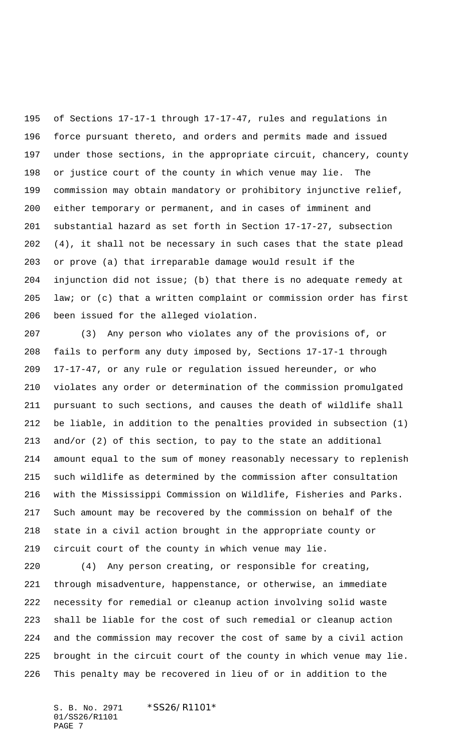of Sections 17-17-1 through 17-17-47, rules and regulations in force pursuant thereto, and orders and permits made and issued under those sections, in the appropriate circuit, chancery, county or justice court of the county in which venue may lie. The commission may obtain mandatory or prohibitory injunctive relief, either temporary or permanent, and in cases of imminent and substantial hazard as set forth in Section 17-17-27, subsection (4), it shall not be necessary in such cases that the state plead or prove (a) that irreparable damage would result if the injunction did not issue; (b) that there is no adequate remedy at law; or (c) that a written complaint or commission order has first been issued for the alleged violation.

(3) Any person who violates any of the provisions of, or fails to perform any duty imposed by, Sections 17-17-1 through 17-17-47, or any rule or regulation issued hereunder, or who violates any order or determination of the commission promulgated pursuant to such sections, and causes the death of wildlife shall be liable, in addition to the penalties provided in subsection (1) and/or (2) of this section, to pay to the state an additional amount equal to the sum of money reasonably necessary to replenish such wildlife as determined by the commission after consultation with the Mississippi Commission on Wildlife, Fisheries and Parks. Such amount may be recovered by the commission on behalf of the state in a civil action brought in the appropriate county or circuit court of the county in which venue may lie.

(4) Any person creating, or responsible for creating, through misadventure, happenstance, or otherwise, an immediate necessity for remedial or cleanup action involving solid waste shall be liable for the cost of such remedial or cleanup action and the commission may recover the cost of same by a civil action brought in the circuit court of the county in which venue may lie. This penalty may be recovered in lieu of or in addition to the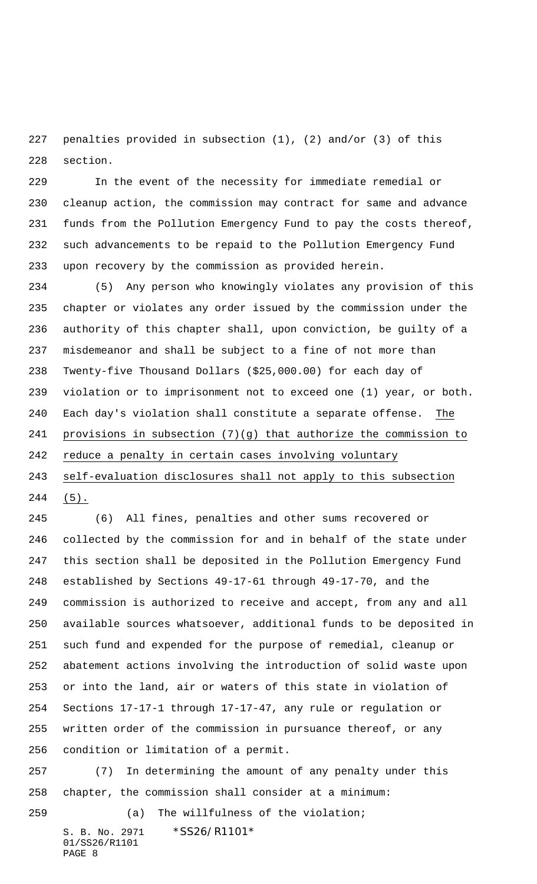penalties provided in subsection (1), (2) and/or (3) of this section.

In the event of the necessity for immediate remedial or cleanup action, the commission may contract for same and advance funds from the Pollution Emergency Fund to pay the costs thereof, such advancements to be repaid to the Pollution Emergency Fund upon recovery by the commission as provided herein.

(5) Any person who knowingly violates any provision of this chapter or violates any order issued by the commission under the authority of this chapter shall, upon conviction, be guilty of a misdemeanor and shall be subject to a fine of not more than Twenty-five Thousand Dollars ($25,000.00) for each day of violation or to imprisonment not to exceed one (1) year, or both. Each day's violation shall constitute a separate offense. The provisions in subsection (7)(g) that authorize the commission to reduce a penalty in certain cases involving voluntary self-evaluation disclosures shall not apply to this subsection (5).

(6) All fines, penalties and other sums recovered or collected by the commission for and in behalf of the state under this section shall be deposited in the Pollution Emergency Fund established by Sections 49-17-61 through 49-17-70, and the commission is authorized to receive and accept, from any and all available sources whatsoever, additional funds to be deposited in such fund and expended for the purpose of remedial, cleanup or abatement actions involving the introduction of solid waste upon or into the land, air or waters of this state in violation of Sections 17-17-1 through 17-17-47, any rule or regulation or written order of the commission in pursuance thereof, or any condition or limitation of a permit.

(7) In determining the amount of any penalty under this chapter, the commission shall consider at a minimum:

(a) The willfulness of the violation;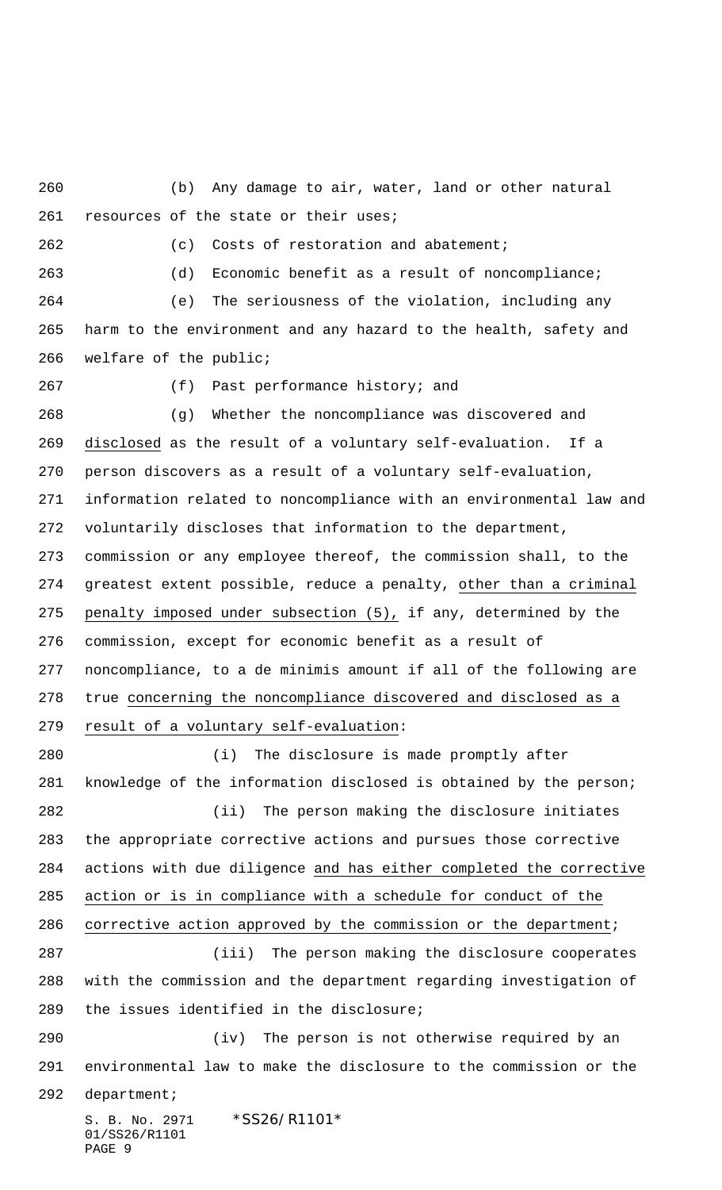(b) Any damage to air, water, land or other natural resources of the state or their uses;

(c) Costs of restoration and abatement;

(d) Economic benefit as a result of noncompliance;

(e) The seriousness of the violation, including any harm to the environment and any hazard to the health, safety and welfare of the public;

(f) Past performance history; and

(g) Whether the noncompliance was discovered and disclosed as the result of a voluntary self-evaluation. If a person discovers as a result of a voluntary self-evaluation, information related to noncompliance with an environmental law and voluntarily discloses that information to the department, commission or any employee thereof, the commission shall, to the greatest extent possible, reduce a penalty, other than a criminal penalty imposed under subsection (5), if any, determined by the commission, except for economic benefit as a result of noncompliance, to a de minimis amount if all of the following are true concerning the noncompliance discovered and disclosed as a result of a voluntary self-evaluation:

(i) The disclosure is made promptly after knowledge of the information disclosed is obtained by the person;

(ii) The person making the disclosure initiates the appropriate corrective actions and pursues those corrective actions with due diligence and has either completed the corrective action or is in compliance with a schedule for conduct of the corrective action approved by the commission or the department;

(iii) The person making the disclosure cooperates with the commission and the department regarding investigation of the issues identified in the disclosure;

(iv) The person is not otherwise required by an environmental law to make the disclosure to the commission or the department;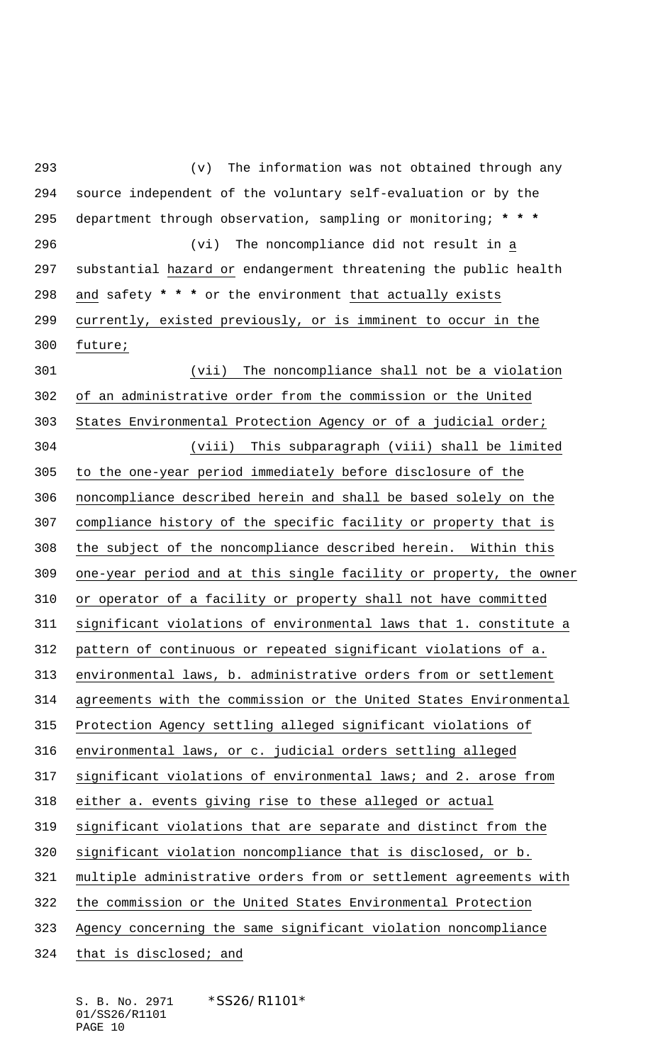(v) The information was not obtained through any source independent of the voluntary self-evaluation or by the department through observation, sampling or monitoring; * * *

(vi) The noncompliance did not result in a substantial hazard or endangerment threatening the public health and safety * * * or the environment that actually exists currently, existed previously, or is imminent to occur in the future;

(vii) The noncompliance shall not be a violation of an administrative order from the commission or the United States Environmental Protection Agency or of a judicial order;

(viii) This subparagraph (viii) shall be limited to the one-year period immediately before disclosure of the noncompliance described herein and shall be based solely on the compliance history of the specific facility or property that is the subject of the noncompliance described herein. Within this one-year period and at this single facility or property, the owner or operator of a facility or property shall not have committed significant violations of environmental laws that 1. constitute a pattern of continuous or repeated significant violations of a. environmental laws, b. administrative orders from or settlement agreements with the commission or the United States Environmental Protection Agency settling alleged significant violations of environmental laws, or c. judicial orders settling alleged significant violations of environmental laws; and 2. arose from either a. events giving rise to these alleged or actual significant violations that are separate and distinct from the significant violation noncompliance that is disclosed, or b. multiple administrative orders from or settlement agreements with the commission or the United States Environmental Protection Agency concerning the same significant violation noncompliance that is disclosed; and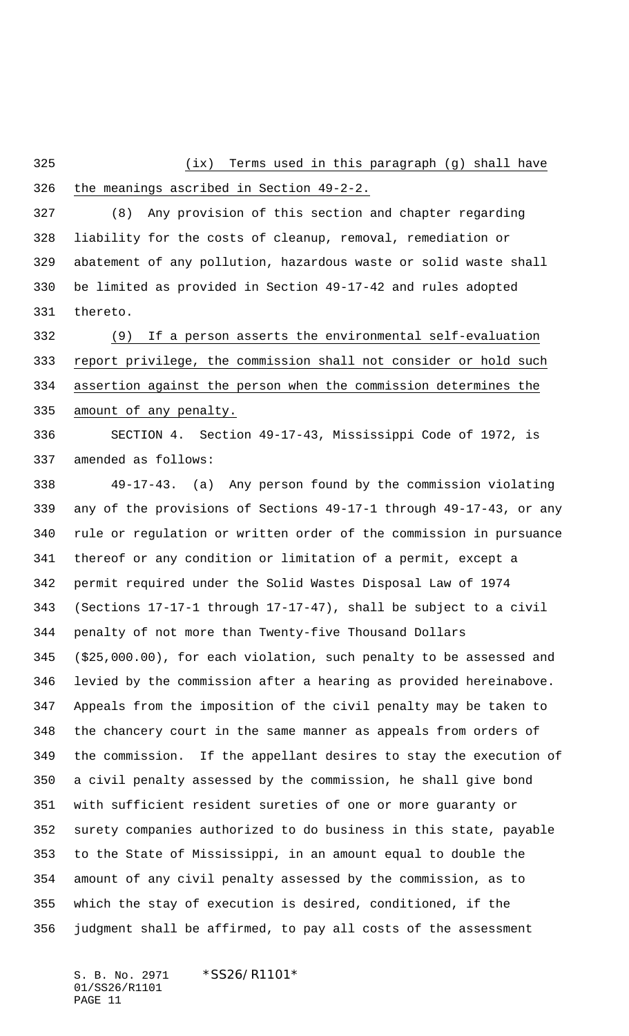(ix) Terms used in this paragraph (g) shall have the meanings ascribed in Section 49-2-2.

(8) Any provision of this section and chapter regarding liability for the costs of cleanup, removal, remediation or abatement of any pollution, hazardous waste or solid waste shall be limited as provided in Section 49-17-42 and rules adopted thereto.

(9) If a person asserts the environmental self-evaluation report privilege, the commission shall not consider or hold such assertion against the person when the commission determines the amount of any penalty.

SECTION 4. Section 49-17-43, Mississippi Code of 1972, is amended as follows:

49-17-43. (a) Any person found by the commission violating any of the provisions of Sections 49-17-1 through 49-17-43, or any rule or regulation or written order of the commission in pursuance thereof or any condition or limitation of a permit, except a permit required under the Solid Wastes Disposal Law of 1974 (Sections 17-17-1 through 17-17-47), shall be subject to a civil penalty of not more than Twenty-five Thousand Dollars ($25,000.00), for each violation, such penalty to be assessed and levied by the commission after a hearing as provided hereinabove. Appeals from the imposition of the civil penalty may be taken to the chancery court in the same manner as appeals from orders of the commission. If the appellant desires to stay the execution of a civil penalty assessed by the commission, he shall give bond with sufficient resident sureties of one or more guaranty or surety companies authorized to do business in this state, payable to the State of Mississippi, in an amount equal to double the amount of any civil penalty assessed by the commission, as to which the stay of execution is desired, conditioned, if the judgment shall be affirmed, to pay all costs of the assessment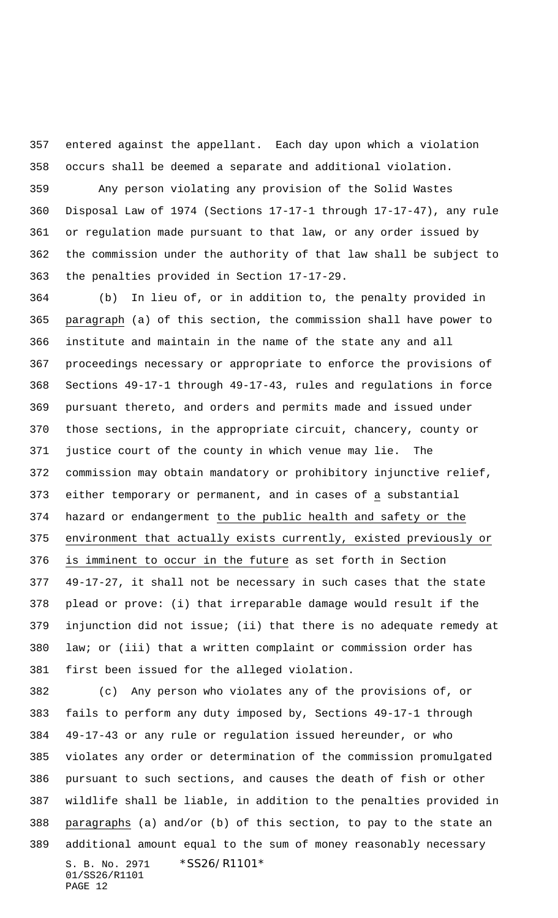entered against the appellant. Each day upon which a violation occurs shall be deemed a separate and additional violation.

Any person violating any provision of the Solid Wastes Disposal Law of 1974 (Sections 17-17-1 through 17-17-47), any rule or regulation made pursuant to that law, or any order issued by the commission under the authority of that law shall be subject to the penalties provided in Section 17-17-29.

(b) In lieu of, or in addition to, the penalty provided in paragraph (a) of this section, the commission shall have power to institute and maintain in the name of the state any and all proceedings necessary or appropriate to enforce the provisions of Sections 49-17-1 through 49-17-43, rules and regulations in force pursuant thereto, and orders and permits made and issued under those sections, in the appropriate circuit, chancery, county or justice court of the county in which venue may lie. The commission may obtain mandatory or prohibitory injunctive relief, either temporary or permanent, and in cases of a substantial hazard or endangerment to the public health and safety or the environment that actually exists currently, existed previously or is imminent to occur in the future as set forth in Section 49-17-27, it shall not be necessary in such cases that the state plead or prove: (i) that irreparable damage would result if the injunction did not issue; (ii) that there is no adequate remedy at law; or (iii) that a written complaint or commission order has first been issued for the alleged violation.

(c) Any person who violates any of the provisions of, or fails to perform any duty imposed by, Sections 49-17-1 through 49-17-43 or any rule or regulation issued hereunder, or who violates any order or determination of the commission promulgated pursuant to such sections, and causes the death of fish or other wildlife shall be liable, in addition to the penalties provided in paragraphs (a) and/or (b) of this section, to pay to the state an additional amount equal to the sum of money reasonably necessary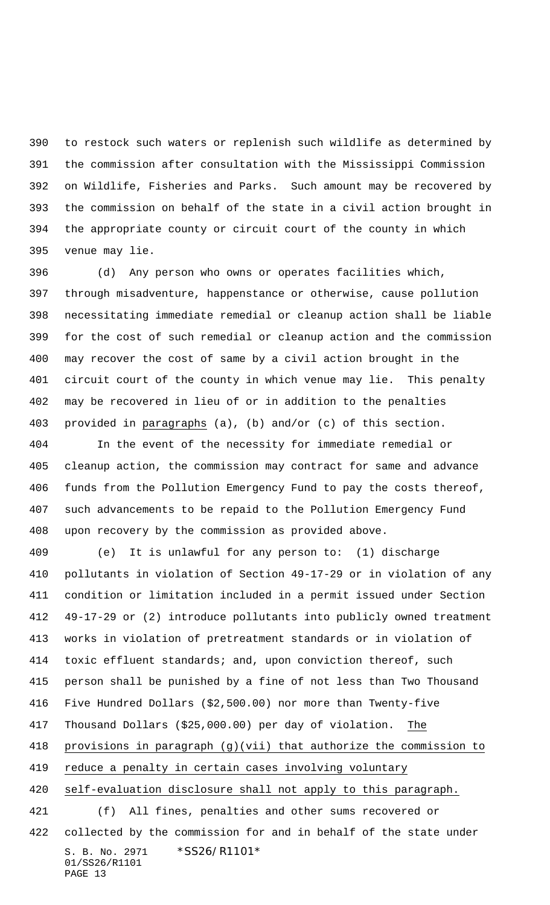to restock such waters or replenish such wildlife as determined by the commission after consultation with the Mississippi Commission on Wildlife, Fisheries and Parks. Such amount may be recovered by the commission on behalf of the state in a civil action brought in the appropriate county or circuit court of the county in which venue may lie.

(d) Any person who owns or operates facilities which, through misadventure, happenstance or otherwise, cause pollution necessitating immediate remedial or cleanup action shall be liable for the cost of such remedial or cleanup action and the commission may recover the cost of same by a civil action brought in the circuit court of the county in which venue may lie. This penalty may be recovered in lieu of or in addition to the penalties provided in paragraphs (a), (b) and/or (c) of this section.

In the event of the necessity for immediate remedial or cleanup action, the commission may contract for same and advance funds from the Pollution Emergency Fund to pay the costs thereof, such advancements to be repaid to the Pollution Emergency Fund upon recovery by the commission as provided above.

(e) It is unlawful for any person to: (1) discharge pollutants in violation of Section 49-17-29 or in violation of any condition or limitation included in a permit issued under Section 49-17-29 or (2) introduce pollutants into publicly owned treatment works in violation of pretreatment standards or in violation of toxic effluent standards; and, upon conviction thereof, such person shall be punished by a fine of not less than Two Thousand Five Hundred Dollars ($2,500.00) nor more than Twenty-five Thousand Dollars ($25,000.00) per day of violation. The provisions in paragraph (g)(vii) that authorize the commission to reduce a penalty in certain cases involving voluntary self-evaluation disclosure shall not apply to this paragraph.

(f) All fines, penalties and other sums recovered or collected by the commission for and in behalf of the state under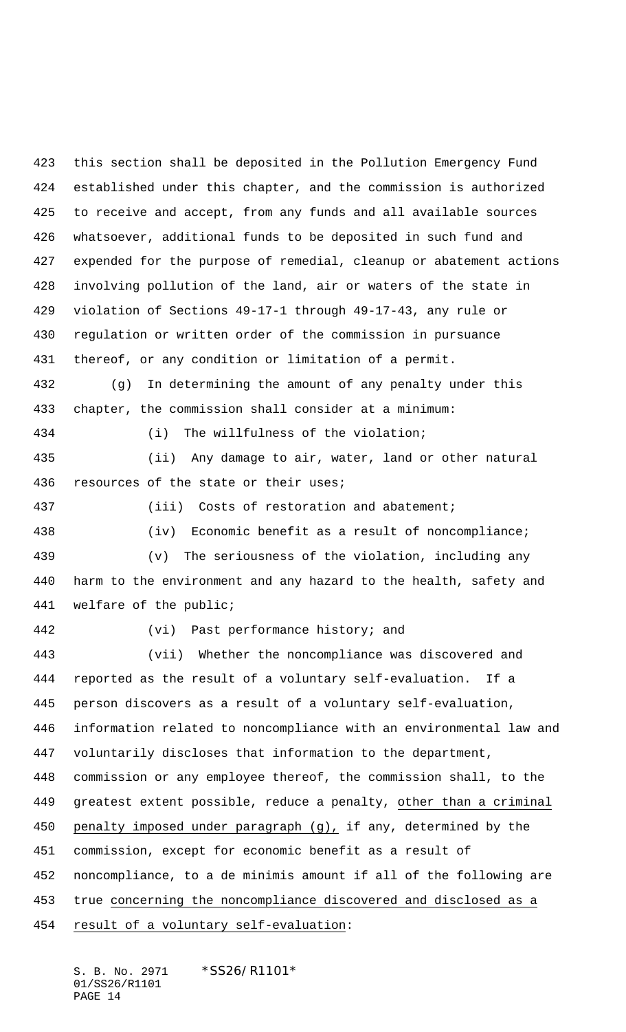this section shall be deposited in the Pollution Emergency Fund established under this chapter, and the commission is authorized to receive and accept, from any funds and all available sources whatsoever, additional funds to be deposited in such fund and expended for the purpose of remedial, cleanup or abatement actions involving pollution of the land, air or waters of the state in violation of Sections 49-17-1 through 49-17-43, any rule or regulation or written order of the commission in pursuance thereof, or any condition or limitation of a permit.

(g) In determining the amount of any penalty under this chapter, the commission shall consider at a minimum:

(i) The willfulness of the violation;

(ii) Any damage to air, water, land or other natural resources of the state or their uses;

(iii) Costs of restoration and abatement;

(iv) Economic benefit as a result of noncompliance;

(v) The seriousness of the violation, including any harm to the environment and any hazard to the health, safety and welfare of the public;

(vi) Past performance history; and

(vii) Whether the noncompliance was discovered and reported as the result of a voluntary self-evaluation. If a person discovers as a result of a voluntary self-evaluation, information related to noncompliance with an environmental law and voluntarily discloses that information to the department, commission or any employee thereof, the commission shall, to the greatest extent possible, reduce a penalty, other than a criminal penalty imposed under paragraph (g), if any, determined by the commission, except for economic benefit as a result of noncompliance, to a de minimis amount if all of the following are true concerning the noncompliance discovered and disclosed as a result of a voluntary self-evaluation: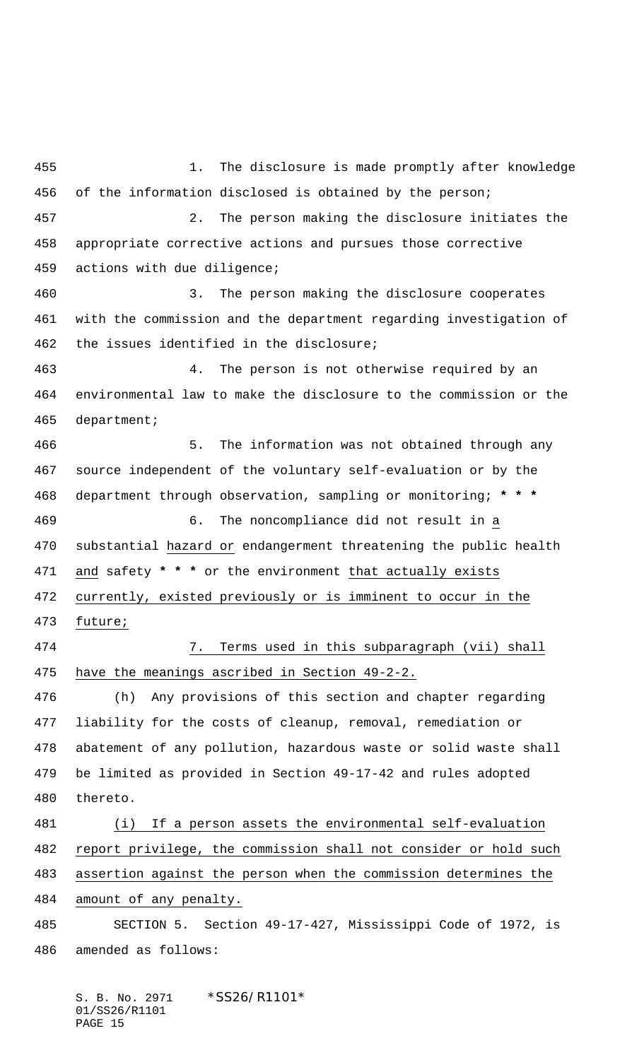1. The disclosure is made promptly after knowledge of the information disclosed is obtained by the person;

2. The person making the disclosure initiates the appropriate corrective actions and pursues those corrective actions with due diligence;

3. The person making the disclosure cooperates with the commission and the department regarding investigation of the issues identified in the disclosure;

4. The person is not otherwise required by an environmental law to make the disclosure to the commission or the department;

5. The information was not obtained through any source independent of the voluntary self-evaluation or by the department through observation, sampling or monitoring; *** 

6. The noncompliance did not result in a substantial hazard or endangerment threatening the public health and safety *** or the environment that actually exists currently, existed previously or is imminent to occur in the future;

7. Terms used in this subparagraph (vii) shall have the meanings ascribed in Section 49-2-2.

(h) Any provisions of this section and chapter regarding liability for the costs of cleanup, removal, remediation or abatement of any pollution, hazardous waste or solid waste shall be limited as provided in Section 49-17-42 and rules adopted thereto.

(i) If a person assets the environmental self-evaluation report privilege, the commission shall not consider or hold such assertion against the person when the commission determines the amount of any penalty.

SECTION 5. Section 49-17-427, Mississippi Code of 1972, is amended as follows: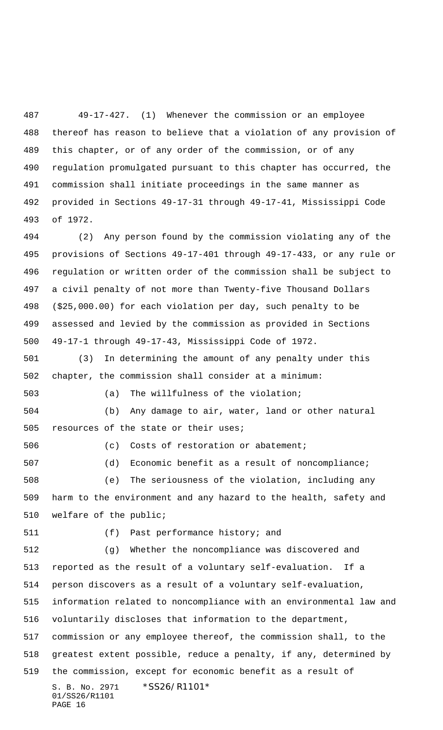49-17-427. (1) Whenever the commission or an employee thereof has reason to believe that a violation of any provision of this chapter, or of any order of the commission, or of any regulation promulgated pursuant to this chapter has occurred, the commission shall initiate proceedings in the same manner as provided in Sections 49-17-31 through 49-17-41, Mississippi Code of 1972.

(2) Any person found by the commission violating any of the provisions of Sections 49-17-401 through 49-17-433, or any rule or regulation or written order of the commission shall be subject to a civil penalty of not more than Twenty-five Thousand Dollars ($25,000.00) for each violation per day, such penalty to be assessed and levied by the commission as provided in Sections 49-17-1 through 49-17-43, Mississippi Code of 1972.

(3) In determining the amount of any penalty under this chapter, the commission shall consider at a minimum:

(a) The willfulness of the violation;

(b) Any damage to air, water, land or other natural resources of the state or their uses;

(c) Costs of restoration or abatement;

(d) Economic benefit as a result of noncompliance;

(e) The seriousness of the violation, including any harm to the environment and any hazard to the health, safety and welfare of the public;

(f) Past performance history; and

(g) Whether the noncompliance was discovered and reported as the result of a voluntary self-evaluation. If a person discovers as a result of a voluntary self-evaluation, information related to noncompliance with an environmental law and voluntarily discloses that information to the department, commission or any employee thereof, the commission shall, to the greatest extent possible, reduce a penalty, if any, determined by the commission, except for economic benefit as a result of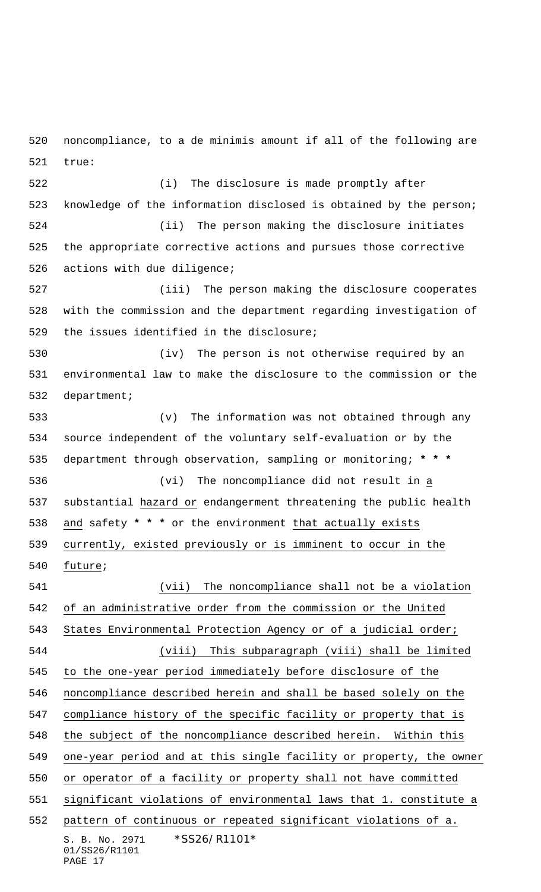noncompliance, to a de minimis amount if all of the following are true:

(i) The disclosure is made promptly after knowledge of the information disclosed is obtained by the person;

(ii) The person making the disclosure initiates the appropriate corrective actions and pursues those corrective actions with due diligence;

(iii) The person making the disclosure cooperates with the commission and the department regarding investigation of the issues identified in the disclosure;

(iv) The person is not otherwise required by an environmental law to make the disclosure to the commission or the department;

(v) The information was not obtained through any source independent of the voluntary self-evaluation or by the department through observation, sampling or monitoring; *** * ***

(vi) The noncompliance did not result in a substantial hazard or endangerment threatening the public health and safety *** * *** or the environment that actually exists currently, existed previously or is imminent to occur in the future;

(vii) The noncompliance shall not be a violation of an administrative order from the commission or the United States Environmental Protection Agency or of a judicial order;

(viii) This subparagraph (viii) shall be limited to the one-year period immediately before disclosure of the noncompliance described herein and shall be based solely on the compliance history of the specific facility or property that is the subject of the noncompliance described herein. Within this one-year period and at this single facility or property, the owner or operator of a facility or property shall not have committed significant violations of environmental laws that 1. constitute a pattern of continuous or repeated significant violations of a.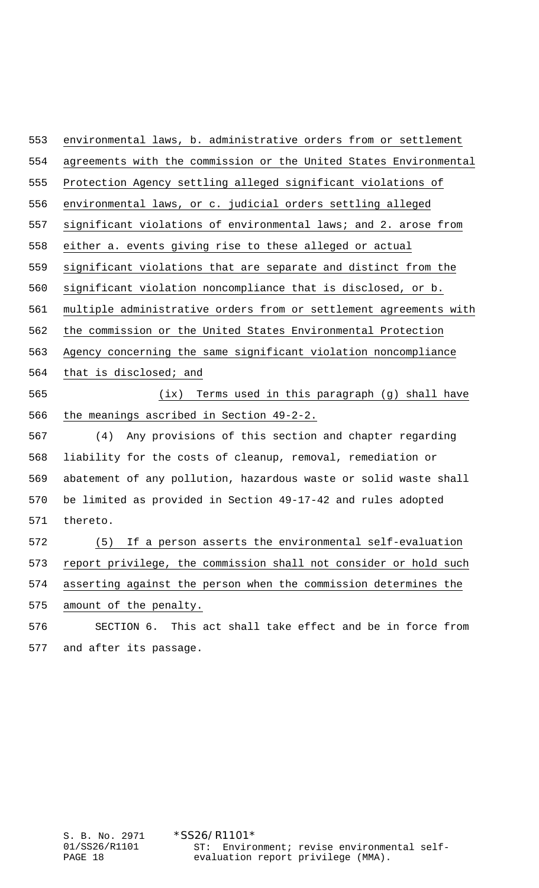environmental laws, b. administrative orders from or settlement agreements with the commission or the United States Environmental Protection Agency settling alleged significant violations of environmental laws, or c. judicial orders settling alleged significant violations of environmental laws; and 2. arose from either a. events giving rise to these alleged or actual significant violations that are separate and distinct from the significant violation noncompliance that is disclosed, or b. multiple administrative orders from or settlement agreements with the commission or the United States Environmental Protection Agency concerning the same significant violation noncompliance that is disclosed; and

(ix) Terms used in this paragraph (g) shall have the meanings ascribed in Section 49-2-2.

(4) Any provisions of this section and chapter regarding liability for the costs of cleanup, removal, remediation or abatement of any pollution, hazardous waste or solid waste shall be limited as provided in Section 49-17-42 and rules adopted thereto.

(5) If a person asserts the environmental self-evaluation report privilege, the commission shall not consider or hold such asserting against the person when the commission determines the amount of the penalty.

SECTION 6. This act shall take effect and be in force from and after its passage.